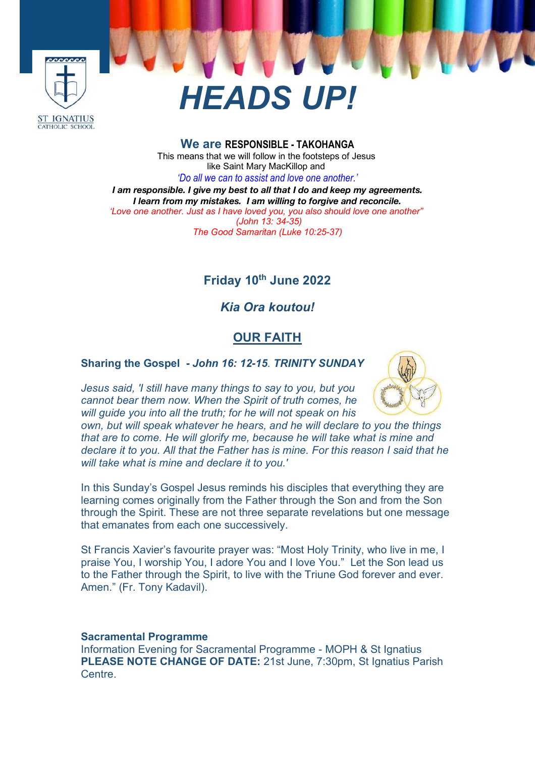ST IGNATIUS
CATHOLIC SCHOOL

# *HEADS UP!*

**We are RESPONSIBLE - TAKOHANGA**

This means that we will follow in the footsteps of Jesus like Saint Mary MacKillop and

*'Do all we can to assist and love one another.'*

***I am responsible. I give my best to all that I do and keep my agreements.***
***I learn from my mistakes. I am willing to forgive and reconcile.***

*'Love one another. Just as I have loved you, you also should love one another" (John 13: 34-35)*
*The Good Samaritan (Luke 10:25-37)*

**Friday 10th June 2022**

***Kia Ora koutou!***

## OUR FAITH

**Sharing the Gospel - *John 16: 12-15. TRINITY SUNDAY***

*Jesus said, 'I still have many things to say to you, but you cannot bear them now. When the Spirit of truth comes, he will guide you into all the truth; for he will not speak on his own, but will speak whatever he hears, and he will declare to you the things that are to come. He will glorify me, because he will take what is mine and declare it to you. All that the Father has is mine. For this reason I said that he will take what is mine and declare it to you.'*

In this Sunday's Gospel Jesus reminds his disciples that everything they are learning comes originally from the Father through the Son and from the Son through the Spirit. These are not three separate revelations but one message that emanates from each one successively.

St Francis Xavier's favourite prayer was: "Most Holy Trinity, who live in me, I praise You, I worship You, I adore You and I love You." Let the Son lead us to the Father through the Spirit, to live with the Triune God forever and ever. Amen." (Fr. Tony Kadavil).

**Sacramental Programme**

Information Evening for Sacramental Programme - MOPH & St Ignatius
**PLEASE NOTE CHANGE OF DATE:** 21st June, 7:30pm, St Ignatius Parish Centre.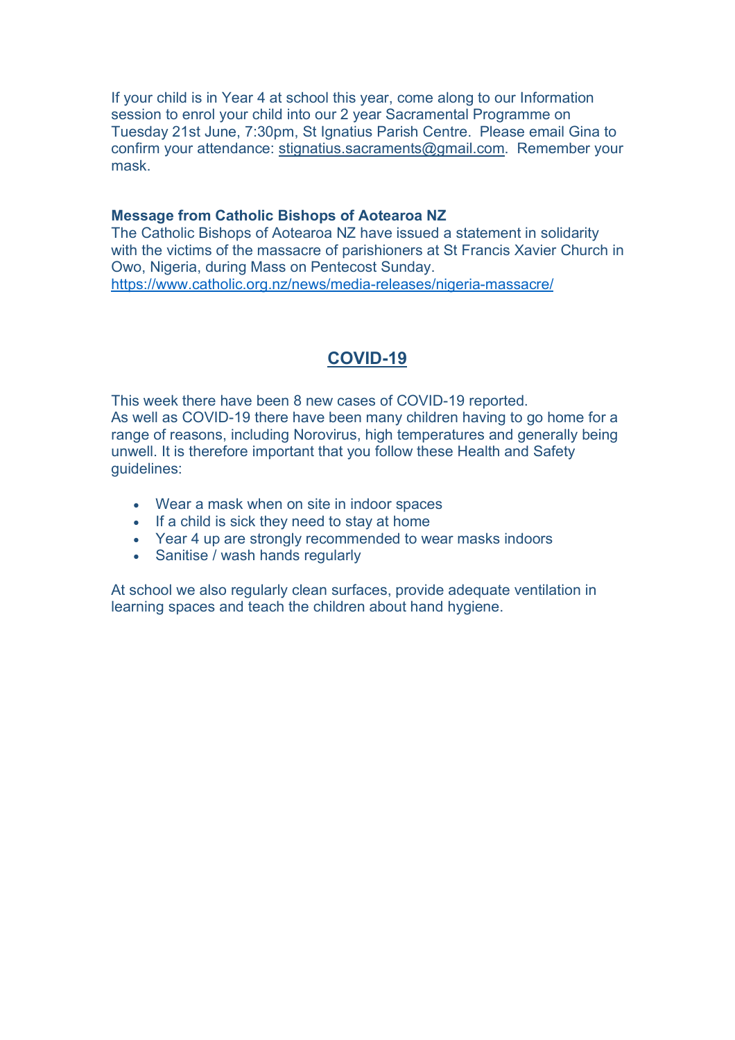If your child is in Year 4 at school this year, come along to our Information session to enrol your child into our 2 year Sacramental Programme on Tuesday 21st June, 7:30pm, St Ignatius Parish Centre.  Please email Gina to confirm your attendance: stignatius.sacraments@gmail.com.  Remember your mask.

**Message from Catholic Bishops of Aotearoa NZ**

The Catholic Bishops of Aotearoa NZ have issued a statement in solidarity with the victims of the massacre of parishioners at St Francis Xavier Church in Owo, Nigeria, during Mass on Pentecost Sunday.
https://www.catholic.org.nz/news/media-releases/nigeria-massacre/

## COVID-19

This week there have been 8 new cases of COVID-19 reported.
As well as COVID-19 there have been many children having to go home for a range of reasons, including Norovirus, high temperatures and generally being unwell. It is therefore important that you follow these Health and Safety guidelines:

- Wear a mask when on site in indoor spaces
- If a child is sick they need to stay at home
- Year 4 up are strongly recommended to wear masks indoors
- Sanitise / wash hands regularly

At school we also regularly clean surfaces, provide adequate ventilation in learning spaces and teach the children about hand hygiene.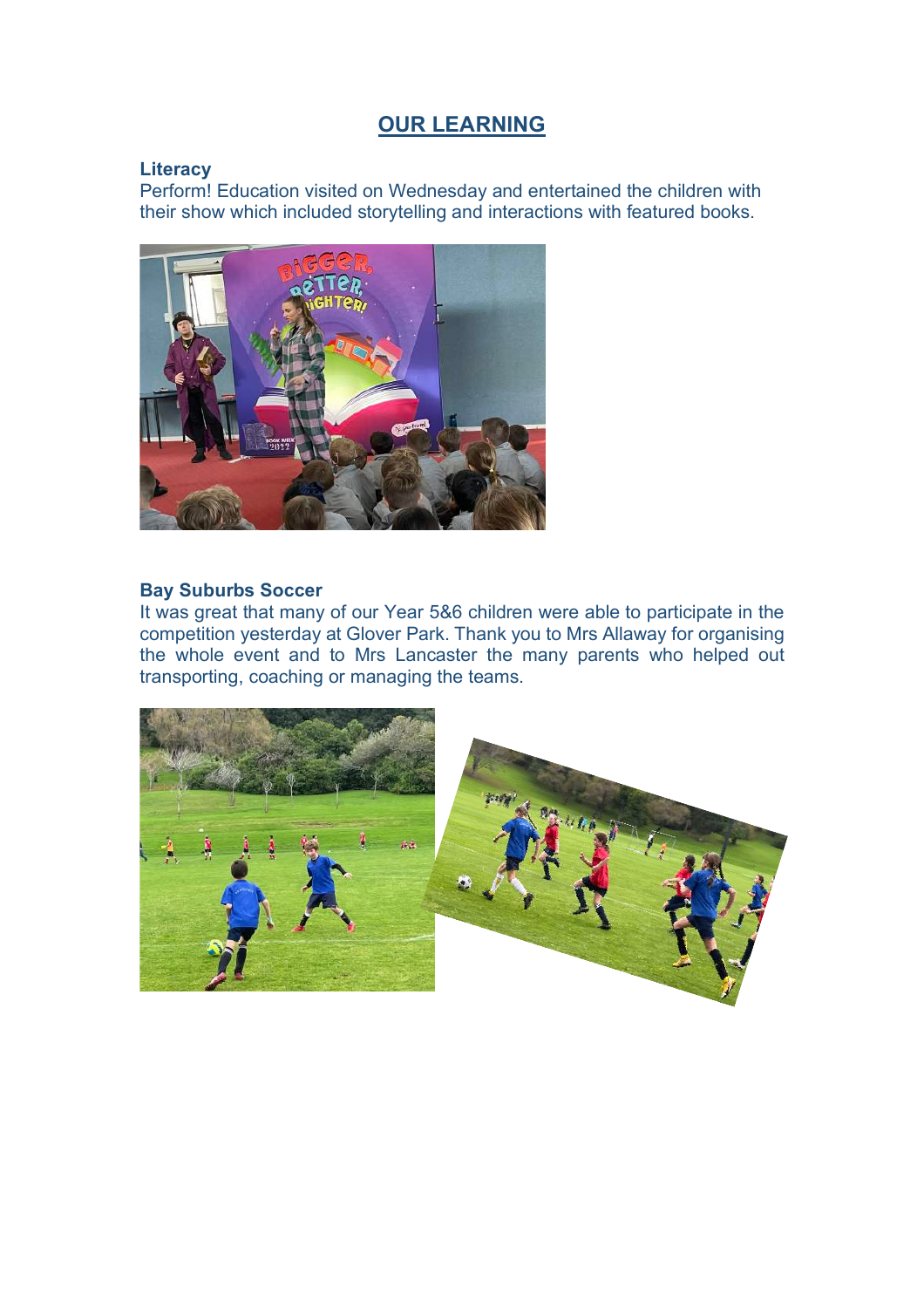## OUR LEARNING

### Literacy

Perform! Education visited on Wednesday and entertained the children with their show which included storytelling and interactions with featured books.

### Bay Suburbs Soccer

It was great that many of our Year 5&6 children were able to participate in the competition yesterday at Glover Park. Thank you to Mrs Allaway for organising the whole event and to Mrs Lancaster the many parents who helped out transporting, coaching or managing the teams.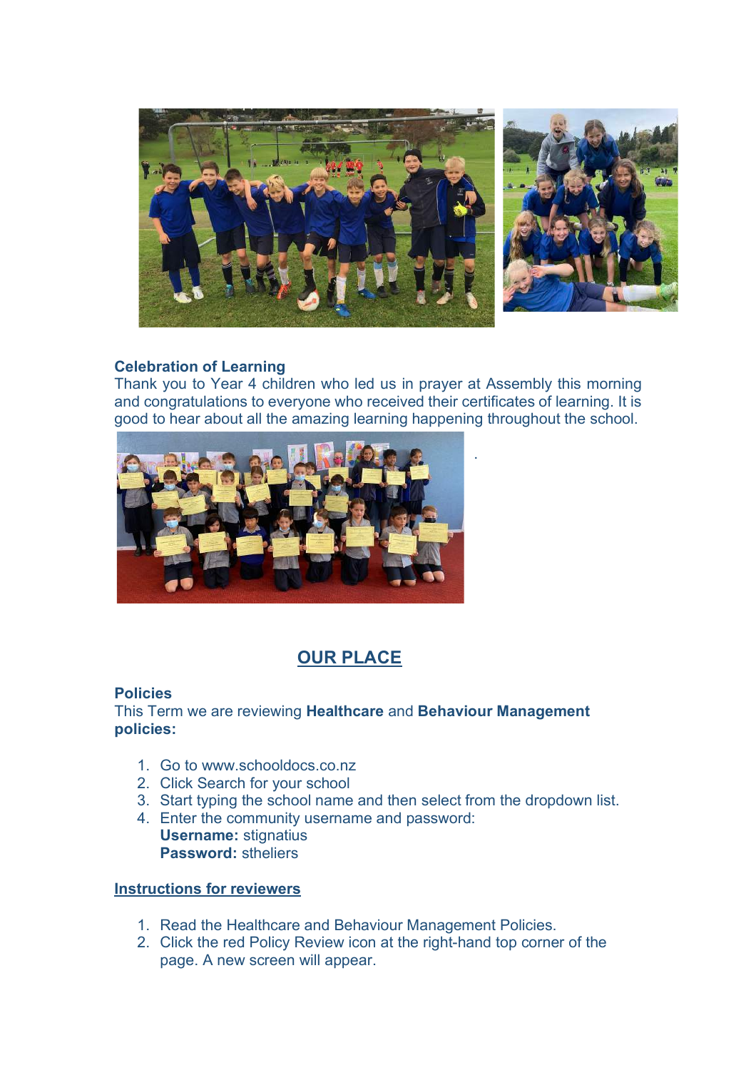**Celebration of Learning**

Thank you to Year 4 children who led us in prayer at Assembly this morning and congratulations to everyone who received their certificates of learning. It is good to hear about all the amazing learning happening throughout the school.

## OUR PLACE

**Policies**

This Term we are reviewing **Healthcare** and **Behaviour Management policies:**

1. Go to www.schooldocs.co.nz
2. Click Search for your school
3. Start typing the school name and then select from the dropdown list.
4. Enter the community username and password:
   **Username:** stignatius
   **Password:** sthelier s

**Instructions for reviewers**

1. Read the Healthcare and Behaviour Management Policies.
2. Click the red Policy Review icon at the right-hand top corner of the page. A new screen will appear.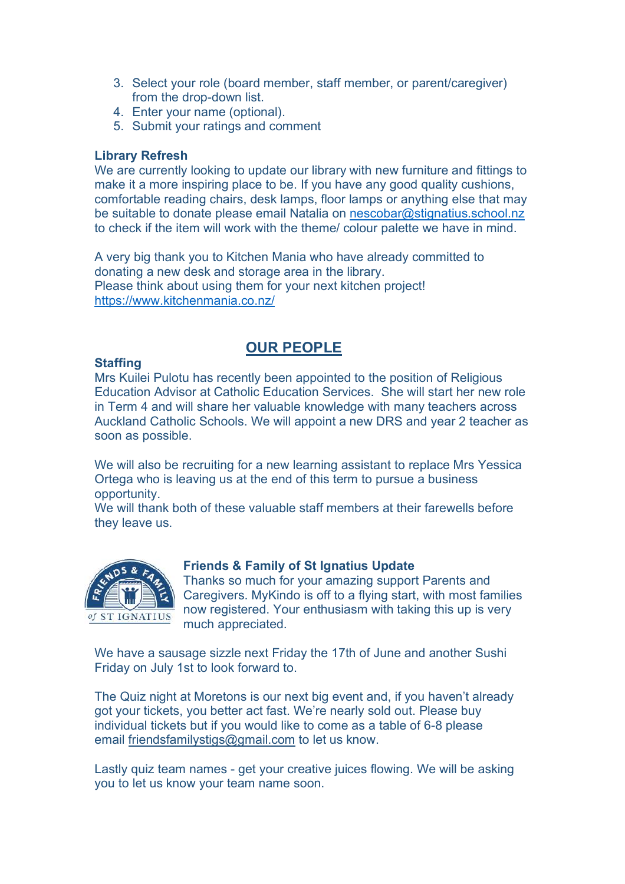3. Select your role (board member, staff member, or parent/caregiver) from the drop-down list.
4. Enter your name (optional).
5. Submit your ratings and comment

**Library Refresh**

We are currently looking to update our library with new furniture and fittings to make it a more inspiring place to be. If you have any good quality cushions, comfortable reading chairs, desk lamps, floor lamps or anything else that may be suitable to donate please email Natalia on nescobar@stignatius.school.nz to check if the item will work with the theme/ colour palette we have in mind.

A very big thank you to Kitchen Mania who have already committed to donating a new desk and storage area in the library.
Please think about using them for your next kitchen project!
https://www.kitchenmania.co.nz/

## OUR PEOPLE

**Staffing**

Mrs Kuilei Pulotu has recently been appointed to the position of Religious Education Advisor at Catholic Education Services. She will start her new role in Term 4 and will share her valuable knowledge with many teachers across Auckland Catholic Schools. We will appoint a new DRS and year 2 teacher as soon as possible.

We will also be recruiting for a new learning assistant to replace Mrs Yessica Ortega who is leaving us at the end of this term to pursue a business opportunity.
We will thank both of these valuable staff members at their farewells before they leave us.

**Friends & Family of St Ignatius Update**

Thanks so much for your amazing support Parents and Caregivers. MyKindo is off to a flying start, with most families now registered. Your enthusiasm with taking this up is very much appreciated.

We have a sausage sizzle next Friday the 17th of June and another Sushi Friday on July 1st to look forward to.

The Quiz night at Moretons is our next big event and, if you haven't already got your tickets, you better act fast. We're nearly sold out. Please buy individual tickets but if you would like to come as a table of 6-8 please email friendsfamilystigs@gmail.com to let us know.

Lastly quiz team names - get your creative juices flowing. We will be asking you to let us know your team name soon.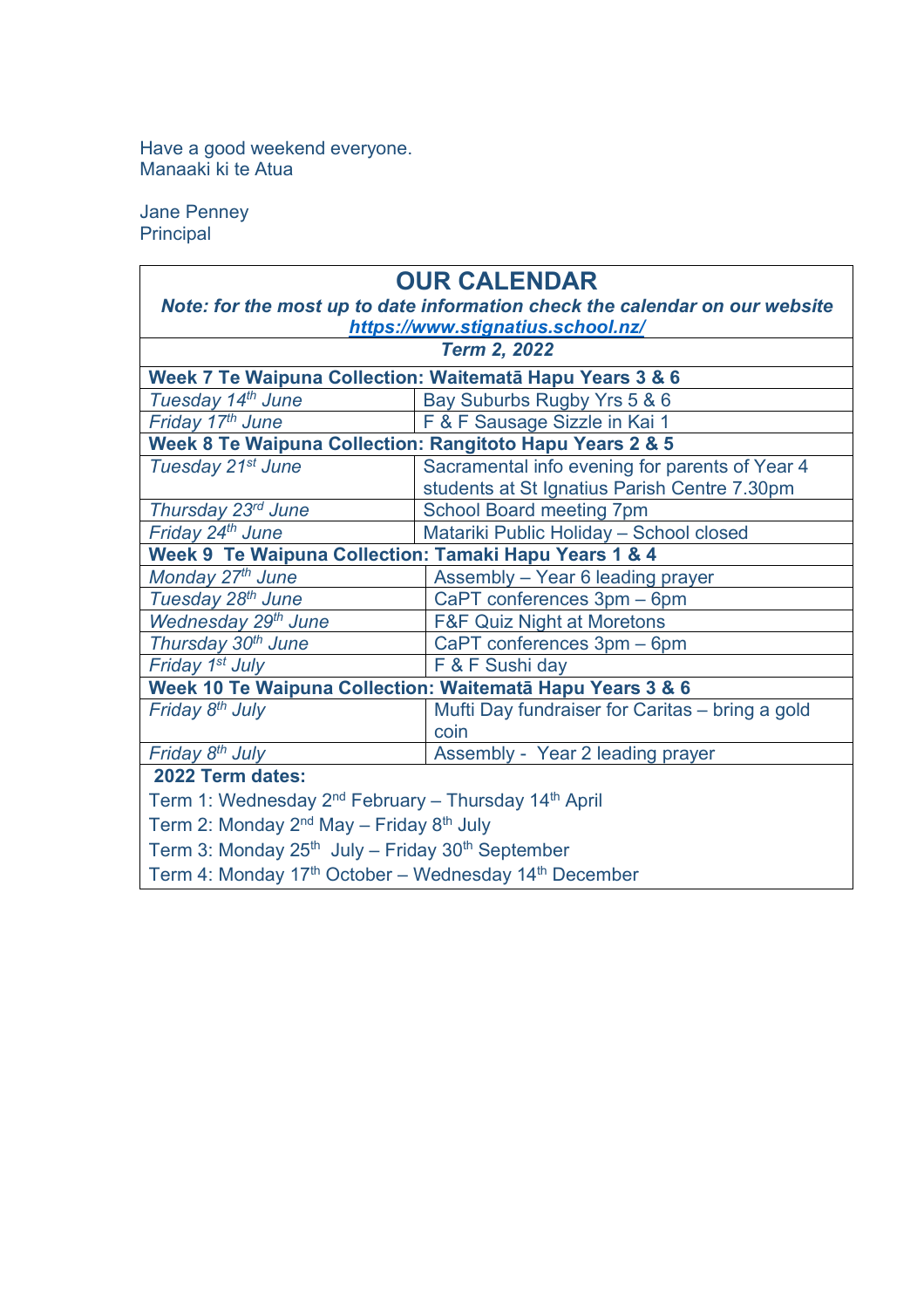Have a good weekend everyone.
Manaaki ki te Atua

Jane Penney
Principal

| | |
|---|---|
| **OUR CALENDAR** | |
| ***Note: for the most up to date information check the calendar on our website [https://www.stignatius.school.nz/](https://www.stignatius.school.nz/)*** | |
| ***Term 2, 2022*** | |
| **Week 7 Te Waipuna Collection: Waitematā Hapu Years 3 & 6** | |
| *Tuesday 14th June* | Bay Suburbs Rugby Yrs 5 & 6 |
| *Friday 17th June* | F & F Sausage Sizzle in Kai 1 |
| **Week 8 Te Waipuna Collection: Rangitoto Hapu Years 2 & 5** | |
| *Tuesday 21st June* | Sacramental info evening for parents of Year 4 students at St Ignatius Parish Centre 7.30pm |
| *Thursday 23rd June* | School Board meeting 7pm |
| *Friday 24th June* | Matariki Public Holiday – School closed |
| **Week 9 Te Waipuna Collection: Tamaki Hapu Years 1 & 4** | |
| *Monday 27th June* | Assembly – Year 6 leading prayer |
| *Tuesday 28th June* | CaPT conferences 3pm – 6pm |
| *Wednesday 29th June* | F&F Quiz Night at Moretons |
| *Thursday 30th June* | CaPT conferences 3pm – 6pm |
| *Friday 1st July* | F & F Sushi day |
| **Week 10 Te Waipuna Collection: Waitematā Hapu Years 3 & 6** | |
| *Friday 8th July* | Mufti Day fundraiser for Caritas – bring a gold coin |
| *Friday 8th July* | Assembly - Year 2 leading prayer |
| **2022 Term dates:** | |
| Term 1: Wednesday 2nd February – Thursday 14th April | |
| Term 2: Monday 2nd May – Friday 8th July | |
| Term 3: Monday 25th July – Friday 30th September | |
| Term 4: Monday 17th October – Wednesday 14th December | |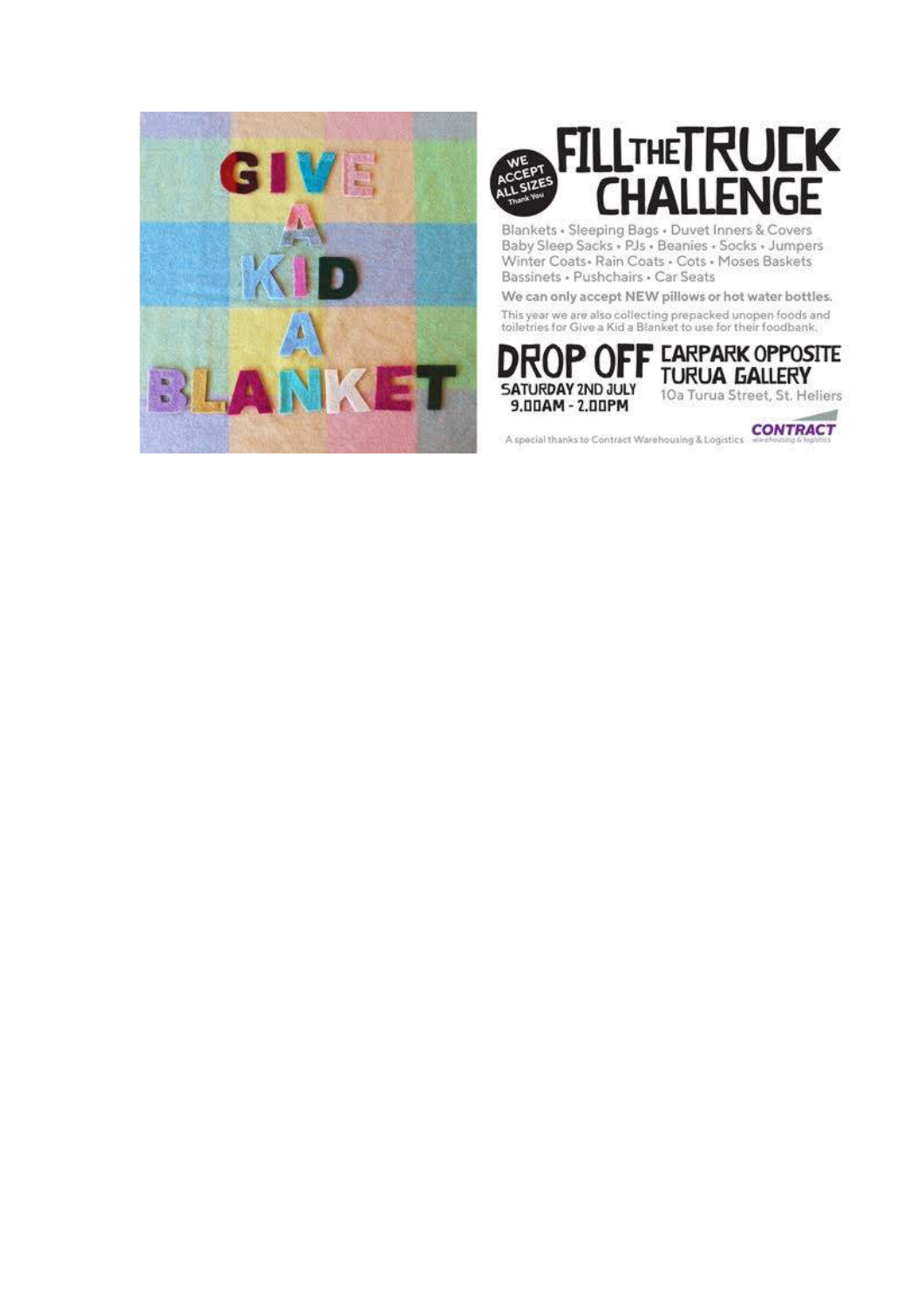GIVE A KID A BLANKET

# FILL THE TRUCK CHALLENGE

WE ACCEPT ALL SIZES Thank You

Blankets • Sleeping Bags • Duvet Inners & Covers
Baby Sleep Sacks • PJs • Beanies • Socks • Jumpers
Winter Coats• Rain Coats • Cots • Moses Baskets
Bassinets • Pushchairs • Car Seats

**We can only accept NEW pillows or hot water bottles.**

This year we are also collecting prepacked unopen foods and toiletries for Give a Kid a Blanket to use for their foodbank.

## DROP OFF

SATURDAY 2ND JULY
9.00AM - 2.00PM

CARPARK OPPOSITE TURUA GALLERY
10a Turua Street, St. Heliers

A special thanks to Contract Warehousing & Logistics

CONTRACT warehousing & logistics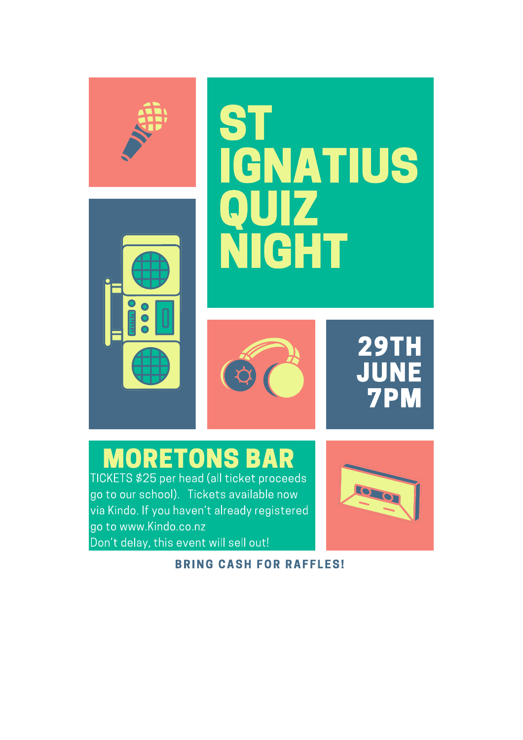# ST IGNATIUS QUIZ NIGHT

**29TH JUNE 7PM**

## MORETONS BAR

TICKETS $25 per head (all ticket proceeds go to our school). Tickets available now via Kindo. If you haven't already registered go to www.Kindo.co.nz

Don't delay, this event will sell out!

**BRING CASH FOR RAFFLES!**